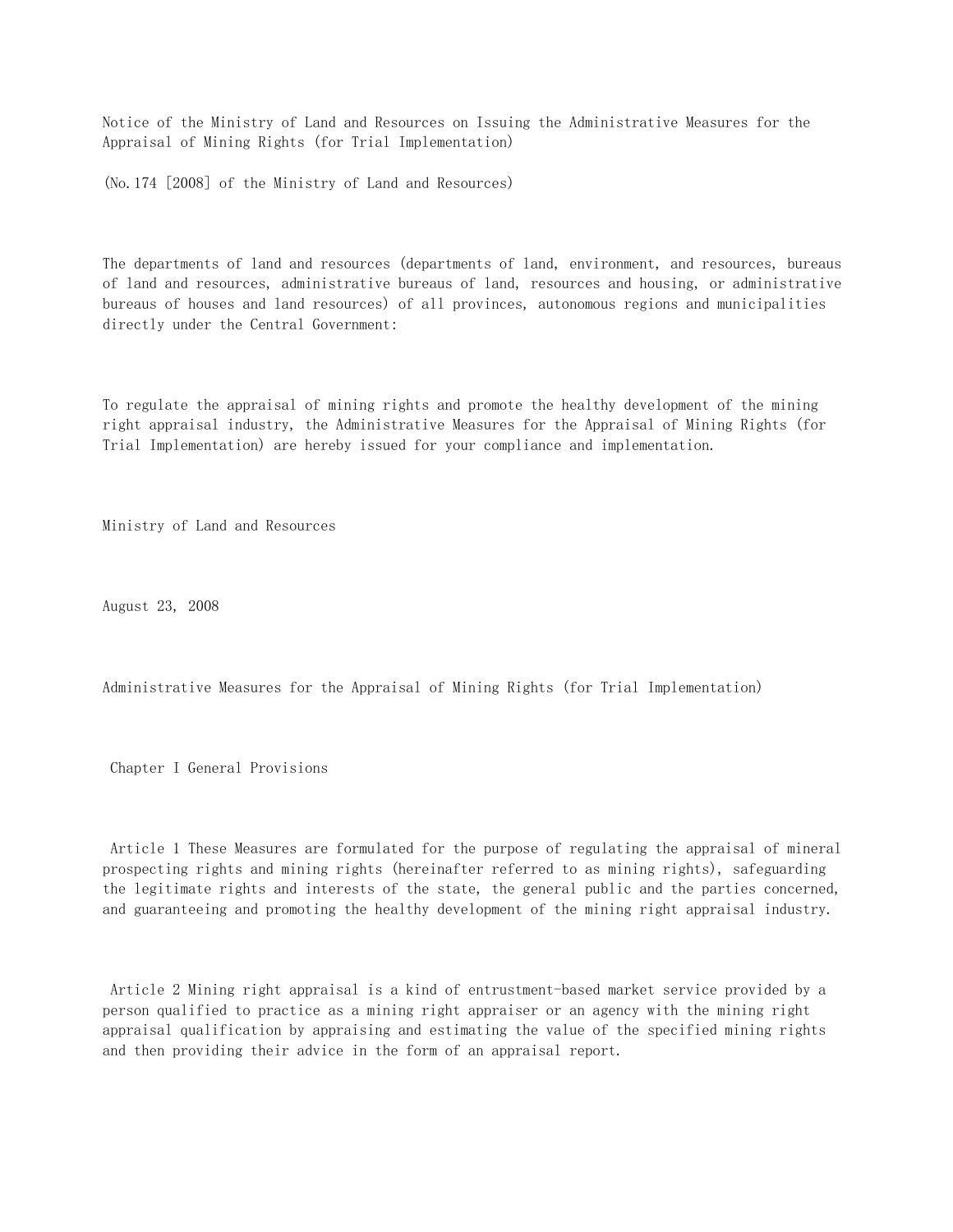# Notice of the Ministry of Land and Resources on Issuing the Administrative Measures for the Appraisal of Mining Rights (for Trial Implementation)

(No.174 [2008] of the Ministry of Land and Resources)

The departments of land and resources (departments of land, environment, and resources, bureaus of land and resources, administrative bureaus of land, resources and housing, or administrative bureaus of houses and land resources) of all provinces, autonomous regions and municipalities directly under the Central Government:

To regulate the appraisal of mining rights and promote the healthy development of the mining right appraisal industry, the Administrative Measures for the Appraisal of Mining Rights (for Trial Implementation) are hereby issued for your compliance and implementation.

Ministry of Land and Resources

August 23, 2008

# Administrative Measures for the Appraisal of Mining Rights (for Trial Implementation)

## Chapter I General Provisions

Article 1 These Measures are formulated for the purpose of regulating the appraisal of mineral prospecting rights and mining rights (hereinafter referred to as mining rights), safeguarding the legitimate rights and interests of the state, the general public and the parties concerned, and guaranteeing and promoting the healthy development of the mining right appraisal industry.

Article 2 Mining right appraisal is a kind of entrustment-based market service provided by a person qualified to practice as a mining right appraiser or an agency with the mining right appraisal qualification by appraising and estimating the value of the specified mining rights and then providing their advice in the form of an appraisal report.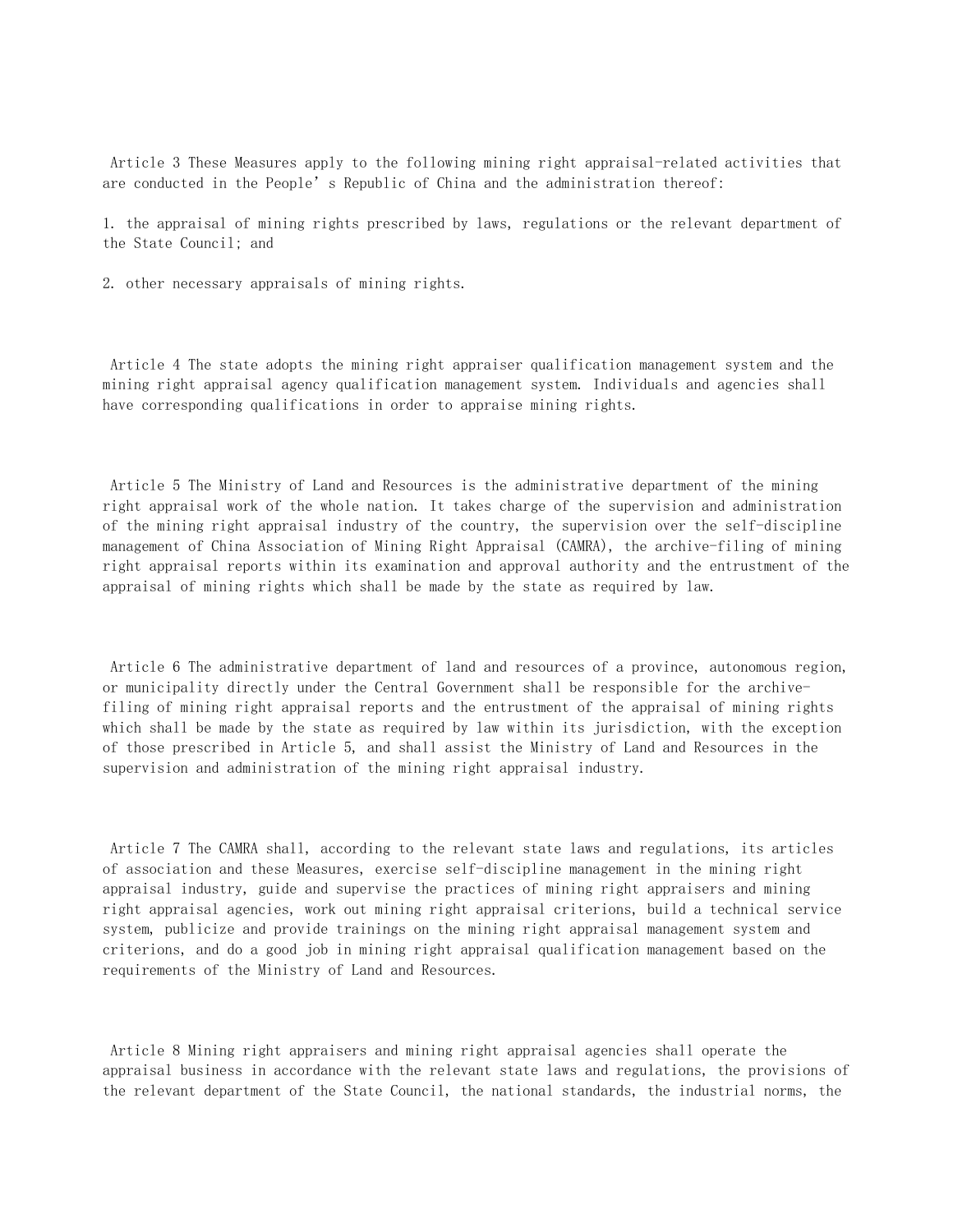Article 3 These Measures apply to the following mining right appraisal-related activities that are conducted in the People's Republic of China and the administration thereof:

1. the appraisal of mining rights prescribed by laws, regulations or the relevant department of the State Council; and

2. other necessary appraisals of mining rights.

Article 4 The state adopts the mining right appraiser qualification management system and the mining right appraisal agency qualification management system. Individuals and agencies shall have corresponding qualifications in order to appraise mining rights.

Article 5 The Ministry of Land and Resources is the administrative department of the mining right appraisal work of the whole nation. It takes charge of the supervision and administration of the mining right appraisal industry of the country, the supervision over the self-discipline management of China Association of Mining Right Appraisal (CAMRA), the archive-filing of mining right appraisal reports within its examination and approval authority and the entrustment of the appraisal of mining rights which shall be made by the state as required by law.

Article 6 The administrative department of land and resources of a province, autonomous region, or municipality directly under the Central Government shall be responsible for the archive-filing of mining right appraisal reports and the entrustment of the appraisal of mining rights which shall be made by the state as required by law within its jurisdiction, with the exception of those prescribed in Article 5, and shall assist the Ministry of Land and Resources in the supervision and administration of the mining right appraisal industry.

Article 7 The CAMRA shall, according to the relevant state laws and regulations, its articles of association and these Measures, exercise self-discipline management in the mining right appraisal industry, guide and supervise the practices of mining right appraisers and mining right appraisal agencies, work out mining right appraisal criterions, build a technical service system, publicize and provide trainings on the mining right appraisal management system and criterions, and do a good job in mining right appraisal qualification management based on the requirements of the Ministry of Land and Resources.

Article 8 Mining right appraisers and mining right appraisal agencies shall operate the appraisal business in accordance with the relevant state laws and regulations, the provisions of the relevant department of the State Council, the national standards, the industrial norms, the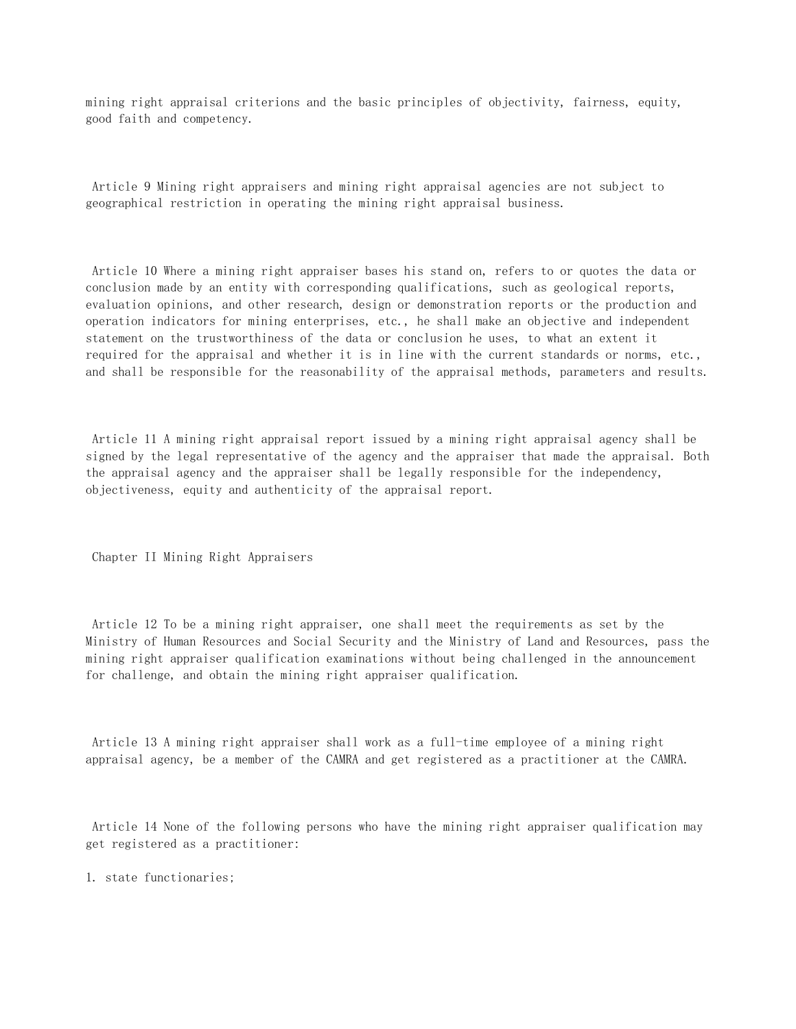mining right appraisal criterions and the basic principles of objectivity, fairness, equity, good faith and competency.

Article 9 Mining right appraisers and mining right appraisal agencies are not subject to geographical restriction in operating the mining right appraisal business.

Article 10 Where a mining right appraiser bases his stand on, refers to or quotes the data or conclusion made by an entity with corresponding qualifications, such as geological reports, evaluation opinions, and other research, design or demonstration reports or the production and operation indicators for mining enterprises, etc., he shall make an objective and independent statement on the trustworthiness of the data or conclusion he uses, to what an extent it required for the appraisal and whether it is in line with the current standards or norms, etc., and shall be responsible for the reasonability of the appraisal methods, parameters and results.

Article 11 A mining right appraisal report issued by a mining right appraisal agency shall be signed by the legal representative of the agency and the appraiser that made the appraisal. Both the appraisal agency and the appraiser shall be legally responsible for the independency, objectiveness, equity and authenticity of the appraisal report.

## Chapter II Mining Right Appraisers

Article 12 To be a mining right appraiser, one shall meet the requirements as set by the Ministry of Human Resources and Social Security and the Ministry of Land and Resources, pass the mining right appraiser qualification examinations without being challenged in the announcement for challenge, and obtain the mining right appraiser qualification.

Article 13 A mining right appraiser shall work as a full-time employee of a mining right appraisal agency, be a member of the CAMRA and get registered as a practitioner at the CAMRA.

Article 14 None of the following persons who have the mining right appraiser qualification may get registered as a practitioner:

1. state functionaries;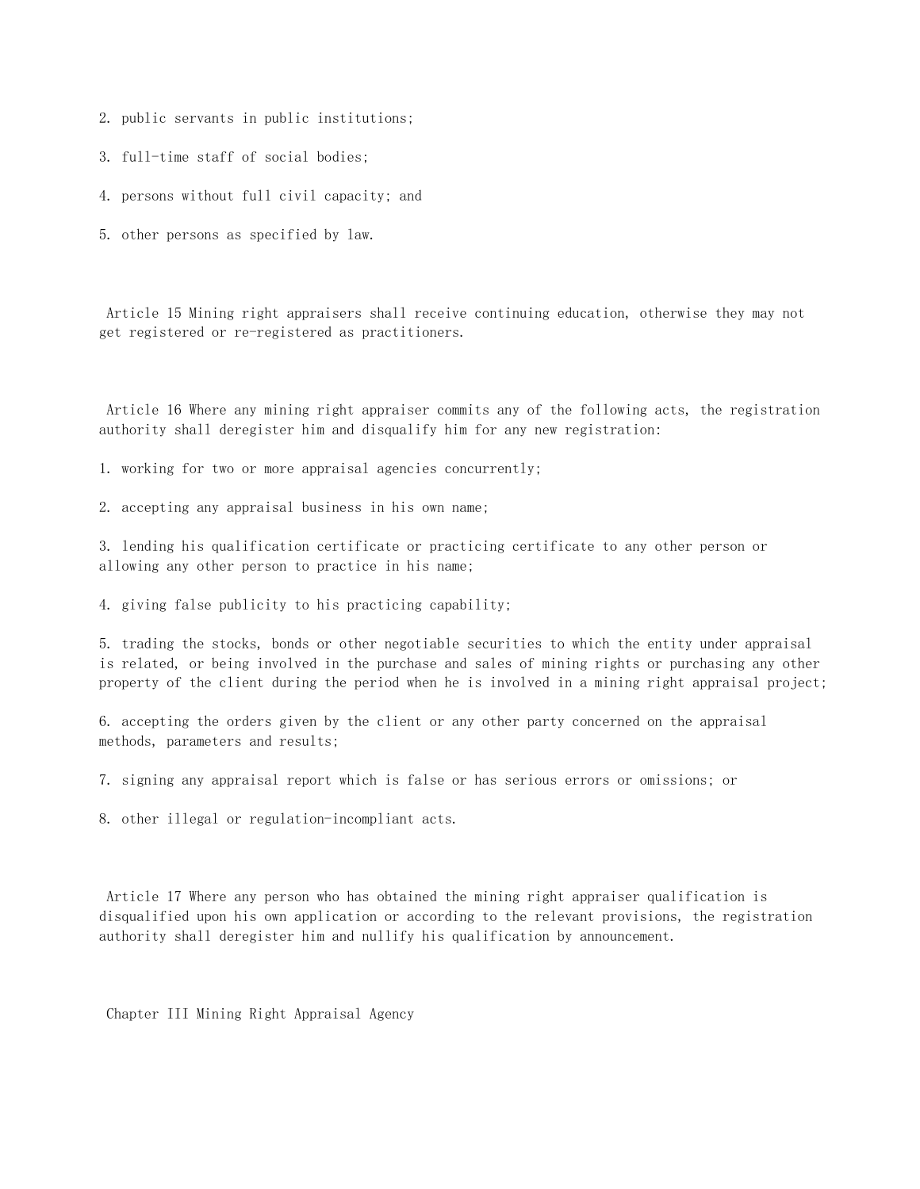2. public servants in public institutions;

3. full-time staff of social bodies;

4. persons without full civil capacity; and

5. other persons as specified by law.

Article 15 Mining right appraisers shall receive continuing education, otherwise they may not get registered or re-registered as practitioners.

Article 16 Where any mining right appraiser commits any of the following acts, the registration authority shall deregister him and disqualify him for any new registration:

1. working for two or more appraisal agencies concurrently;

2. accepting any appraisal business in his own name;

3. lending his qualification certificate or practicing certificate to any other person or allowing any other person to practice in his name;

4. giving false publicity to his practicing capability;

5. trading the stocks, bonds or other negotiable securities to which the entity under appraisal is related, or being involved in the purchase and sales of mining rights or purchasing any other property of the client during the period when he is involved in a mining right appraisal project;

6. accepting the orders given by the client or any other party concerned on the appraisal methods, parameters and results;

7. signing any appraisal report which is false or has serious errors or omissions; or

8. other illegal or regulation-incompliant acts.

Article 17 Where any person who has obtained the mining right appraiser qualification is disqualified upon his own application or according to the relevant provisions, the registration authority shall deregister him and nullify his qualification by announcement.

## Chapter III Mining Right Appraisal Agency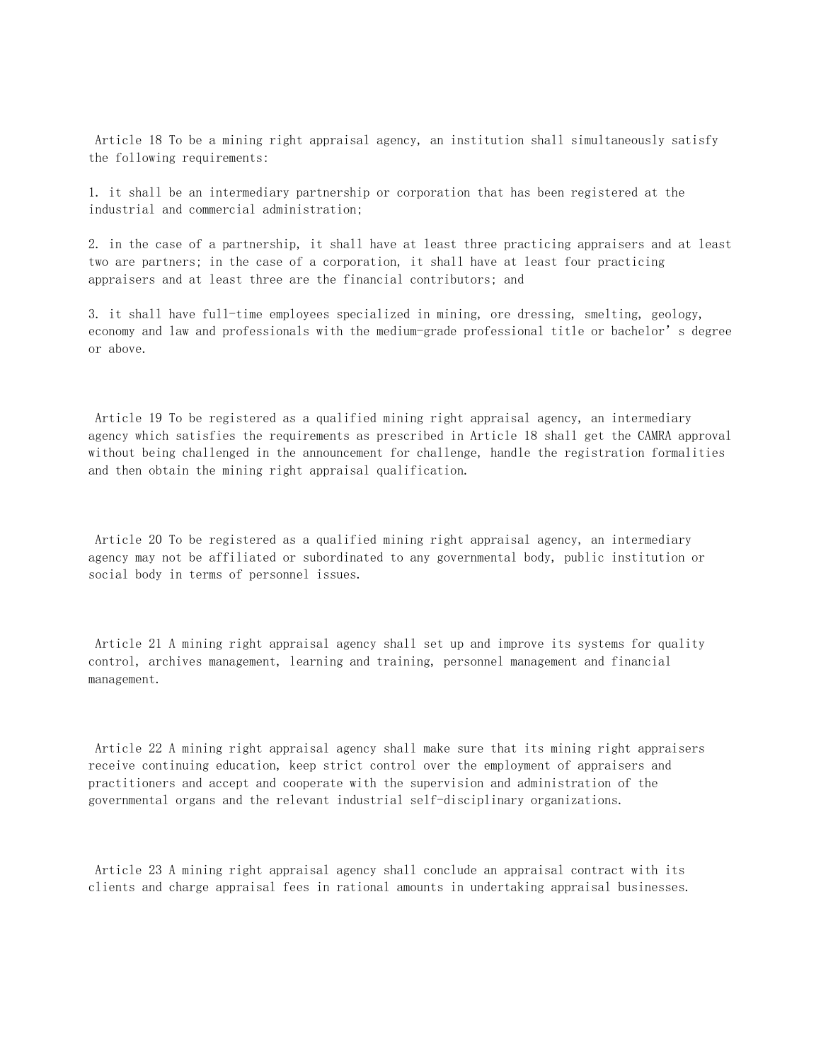Article 18 To be a mining right appraisal agency, an institution shall simultaneously satisfy the following requirements:

1. it shall be an intermediary partnership or corporation that has been registered at the industrial and commercial administration;

2. in the case of a partnership, it shall have at least three practicing appraisers and at least two are partners; in the case of a corporation, it shall have at least four practicing appraisers and at least three are the financial contributors; and

3. it shall have full-time employees specialized in mining, ore dressing, smelting, geology, economy and law and professionals with the medium-grade professional title or bachelor' s degree or above.

Article 19 To be registered as a qualified mining right appraisal agency, an intermediary agency which satisfies the requirements as prescribed in Article 18 shall get the CAMRA approval without being challenged in the announcement for challenge, handle the registration formalities and then obtain the mining right appraisal qualification.

Article 20 To be registered as a qualified mining right appraisal agency, an intermediary agency may not be affiliated or subordinated to any governmental body, public institution or social body in terms of personnel issues.

Article 21 A mining right appraisal agency shall set up and improve its systems for quality control, archives management, learning and training, personnel management and financial management.

Article 22 A mining right appraisal agency shall make sure that its mining right appraisers receive continuing education, keep strict control over the employment of appraisers and practitioners and accept and cooperate with the supervision and administration of the governmental organs and the relevant industrial self-disciplinary organizations.

Article 23 A mining right appraisal agency shall conclude an appraisal contract with its clients and charge appraisal fees in rational amounts in undertaking appraisal businesses.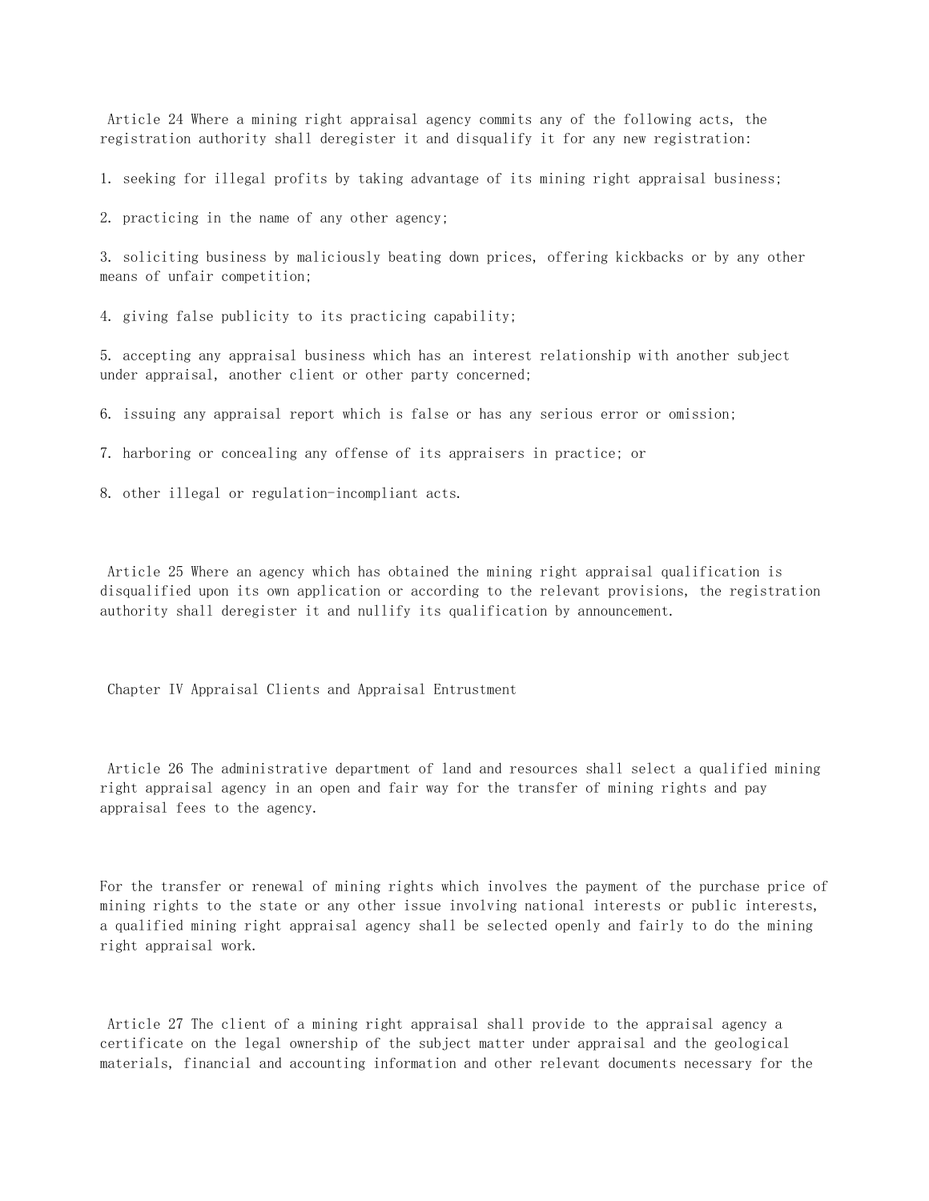Article 24 Where a mining right appraisal agency commits any of the following acts, the registration authority shall deregister it and disqualify it for any new registration:

1. seeking for illegal profits by taking advantage of its mining right appraisal business;

2. practicing in the name of any other agency;

3. soliciting business by maliciously beating down prices, offering kickbacks or by any other means of unfair competition;

4. giving false publicity to its practicing capability;

5. accepting any appraisal business which has an interest relationship with another subject under appraisal, another client or other party concerned;

6. issuing any appraisal report which is false or has any serious error or omission;

7. harboring or concealing any offense of its appraisers in practice; or

8. other illegal or regulation-incompliant acts.

Article 25 Where an agency which has obtained the mining right appraisal qualification is disqualified upon its own application or according to the relevant provisions, the registration authority shall deregister it and nullify its qualification by announcement.

## Chapter IV Appraisal Clients and Appraisal Entrustment

Article 26 The administrative department of land and resources shall select a qualified mining right appraisal agency in an open and fair way for the transfer of mining rights and pay appraisal fees to the agency.

For the transfer or renewal of mining rights which involves the payment of the purchase price of mining rights to the state or any other issue involving national interests or public interests, a qualified mining right appraisal agency shall be selected openly and fairly to do the mining right appraisal work.

Article 27 The client of a mining right appraisal shall provide to the appraisal agency a certificate on the legal ownership of the subject matter under appraisal and the geological materials, financial and accounting information and other relevant documents necessary for the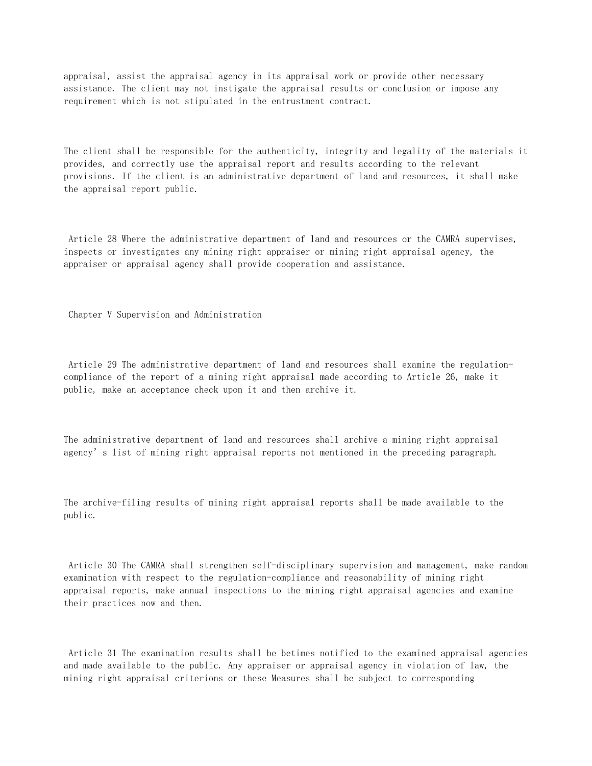appraisal, assist the appraisal agency in its appraisal work or provide other necessary assistance. The client may not instigate the appraisal results or conclusion or impose any requirement which is not stipulated in the entrustment contract.

The client shall be responsible for the authenticity, integrity and legality of the materials it provides, and correctly use the appraisal report and results according to the relevant provisions. If the client is an administrative department of land and resources, it shall make the appraisal report public.

Article 28 Where the administrative department of land and resources or the CAMRA supervises, inspects or investigates any mining right appraiser or mining right appraisal agency, the appraiser or appraisal agency shall provide cooperation and assistance.

## Chapter V Supervision and Administration

Article 29 The administrative department of land and resources shall examine the regulation-compliance of the report of a mining right appraisal made according to Article 26, make it public, make an acceptance check upon it and then archive it.

The administrative department of land and resources shall archive a mining right appraisal agency's list of mining right appraisal reports not mentioned in the preceding paragraph.

The archive-filing results of mining right appraisal reports shall be made available to the public.

Article 30 The CAMRA shall strengthen self-disciplinary supervision and management, make random examination with respect to the regulation-compliance and reasonability of mining right appraisal reports, make annual inspections to the mining right appraisal agencies and examine their practices now and then.

Article 31 The examination results shall be betimes notified to the examined appraisal agencies and made available to the public. Any appraiser or appraisal agency in violation of law, the mining right appraisal criterions or these Measures shall be subject to corresponding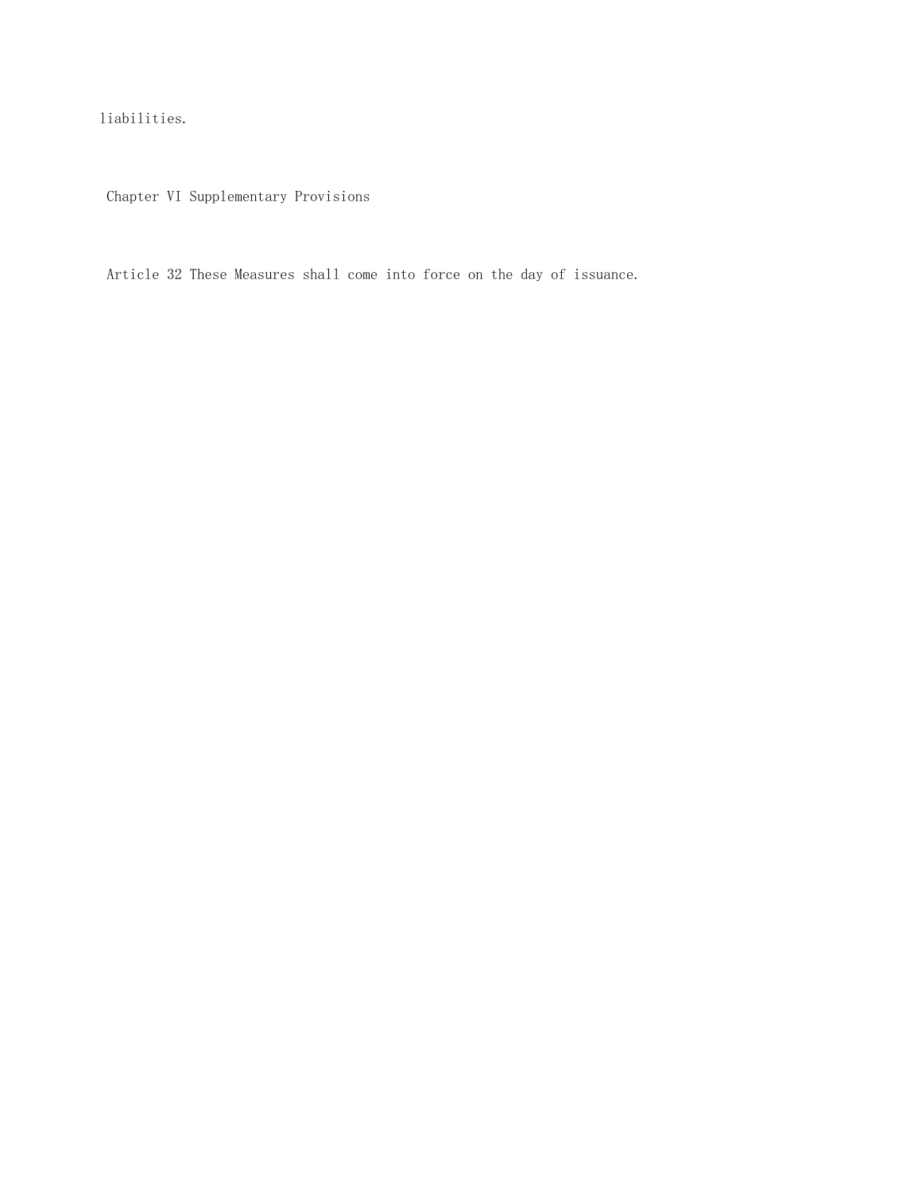liabilities.

## Chapter VI Supplementary Provisions

Article 32 These Measures shall come into force on the day of issuance.